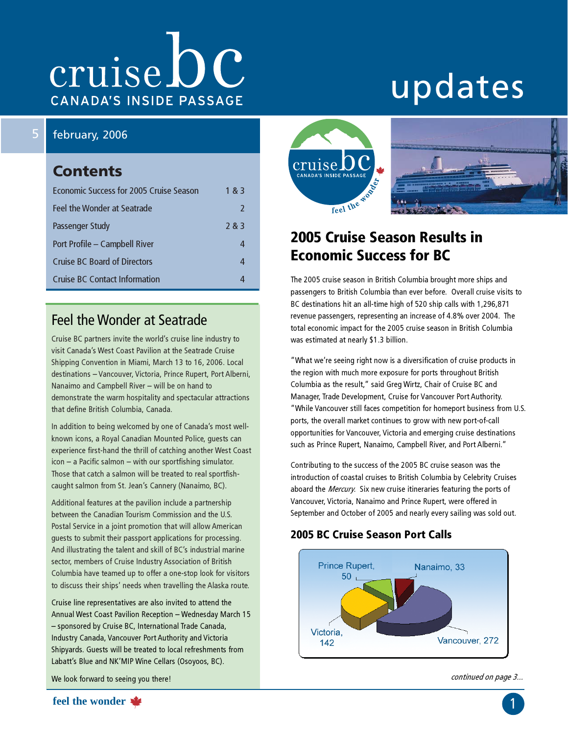# cruise bc — CANADA'S INSIDE PASSAGE

# updates

5 february, 2006

## Contents

| | |
|---|---|
| Economic Success for 2005 Cruise Season | 1 & 3 |
| Feel the Wonder at Seatrade | 2 |
| Passenger Study | 2 & 3 |
| Port Profile – Campbell River | 4 |
| Cruise BC Board of Directors | 4 |
| Cruise BC Contact Information | 4 |

## Feel the Wonder at Seatrade

Cruise BC partners invite the world's cruise line industry to visit Canada's West Coast Pavilion at the Seatrade Cruise Shipping Convention in Miami, March 13 to 16, 2006. Local destinations – Vancouver, Victoria, Prince Rupert, Port Alberni, Nanaimo and Campbell River – will be on hand to demonstrate the warm hospitality and spectacular attractions that define British Columbia, Canada.

In addition to being welcomed by one of Canada's most well-known icons, a Royal Canadian Mounted Police, guests can experience first-hand the thrill of catching another West Coast icon – a Pacific salmon – with our sportfishing simulator. Those that catch a salmon will be treated to real sportfish-caught salmon from St. Jean's Cannery (Nanaimo, BC).

Additional features at the pavilion include a partnership between the Canadian Tourism Commission and the U.S. Postal Service in a joint promotion that will allow American guests to submit their passport applications for processing. And illustrating the talent and skill of BC's industrial marine sector, members of Cruise Industry Association of British Columbia have teamed up to offer a one-stop look for visitors to discuss their ships' needs when travelling the Alaska route.

Cruise line representatives are also invited to attend the Annual West Coast Pavilion Reception – Wednesday March 15 – sponsored by Cruise BC, International Trade Canada, Industry Canada, Vancouver Port Authority and Victoria Shipyards. Guests will be treated to local refreshments from Labatt's Blue and NK'MIP Wine Cellars (Osoyoos, BC).

We look forward to seeing you there!

## 2005 Cruise Season Results in Economic Success for BC

The 2005 cruise season in British Columbia brought more ships and passengers to British Columbia than ever before. Overall cruise visits to BC destinations hit an all-time high of 520 ship calls with 1,296,871 revenue passengers, representing an increase of 4.8% over 2004. The total economic impact for the 2005 cruise season in British Columbia was estimated at nearly $1.3 billion.

"What we're seeing right now is a diversification of cruise products in the region with much more exposure for ports throughout British Columbia as the result," said Greg Wirtz, Chair of Cruise BC and Manager, Trade Development, Cruise for Vancouver Port Authority. "While Vancouver still faces competition for homeport business from U.S. ports, the overall market continues to grow with new port-of-call opportunities for Vancouver, Victoria and emerging cruise destinations such as Prince Rupert, Nanaimo, Campbell River, and Port Alberni."

Contributing to the success of the 2005 BC cruise season was the introduction of coastal cruises to British Columbia by Celebrity Cruises aboard the *Mercury*. Six new cruise itineraries featuring the ports of Vancouver, Victoria, Nanaimo and Prince Rupert, were offered in September and October of 2005 and nearly every sailing was sold out.

### 2005 BC Cruise Season Port Calls

| Port | Calls |
|---|---|
| Vancouver | 272 |
| Victoria | 142 |
| Prince Rupert | 50 |
| Nanaimo | 33 |

*continued on page 3...*

feel the wonder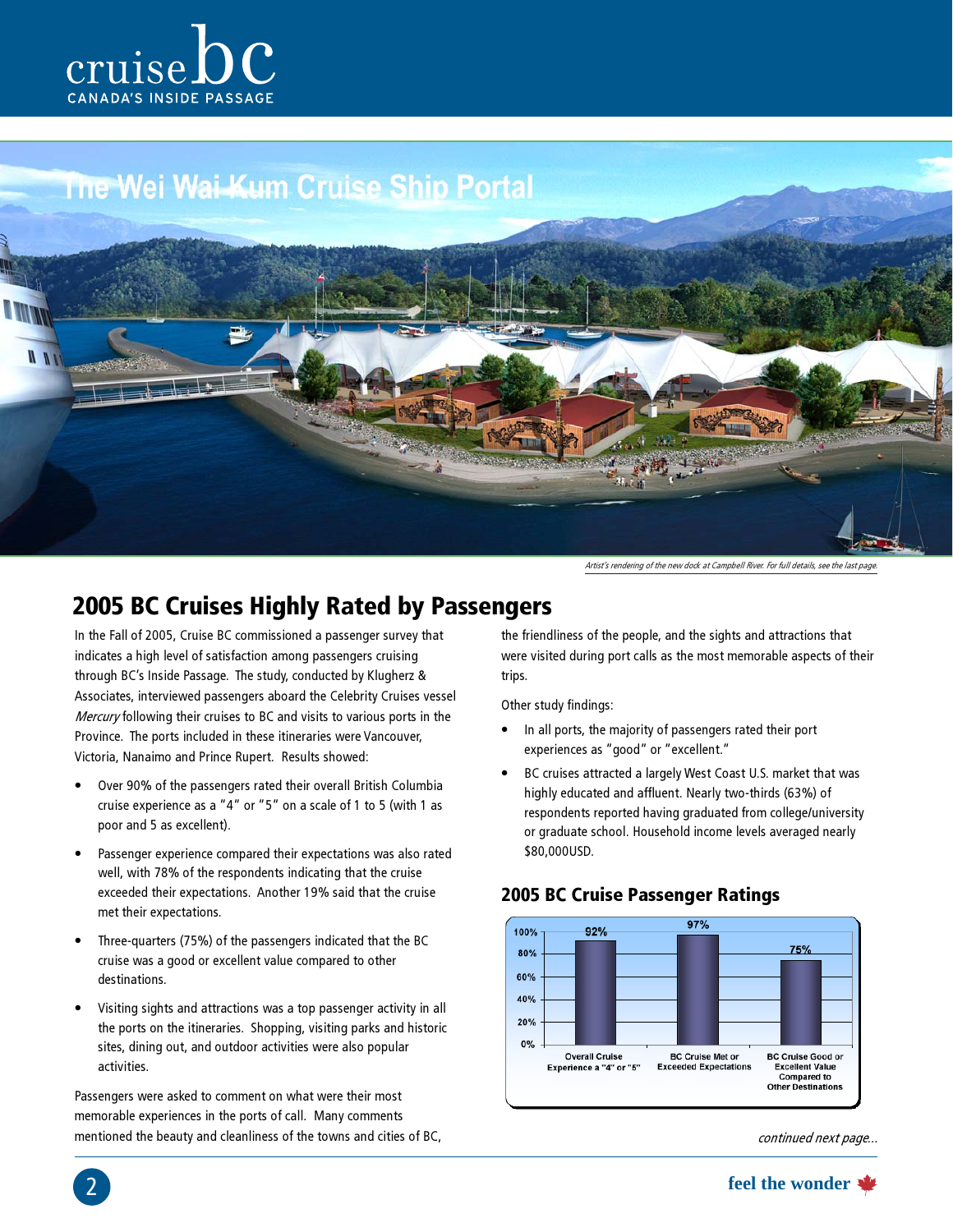cruise bc
CANADA'S INSIDE PASSAGE

The Wei Wai Kum Cruise Ship Portal

*Artist's rendering of the new dock at Campbell River. For full details, see the last page.*

## 2005 BC Cruises Highly Rated by Passengers

In the Fall of 2005, Cruise BC commissioned a passenger survey that indicates a high level of satisfaction among passengers cruising through BC's Inside Passage. The study, conducted by Klugherz & Associates, interviewed passengers aboard the Celebrity Cruises vessel *Mercury* following their cruises to BC and visits to various ports in the Province. The ports included in these itineraries were Vancouver, Victoria, Nanaimo and Prince Rupert. Results showed:

- Over 90% of the passengers rated their overall British Columbia cruise experience as a "4" or "5" on a scale of 1 to 5 (with 1 as poor and 5 as excellent).
- Passenger experience compared their expectations was also rated well, with 78% of the respondents indicating that the cruise exceeded their expectations. Another 19% said that the cruise met their expectations.
- Three-quarters (75%) of the passengers indicated that the BC cruise was a good or excellent value compared to other destinations.
- Visiting sights and attractions was a top passenger activity in all the ports on the itineraries. Shopping, visiting parks and historic sites, dining out, and outdoor activities were also popular activities.

Passengers were asked to comment on what were their most memorable experiences in the ports of call. Many comments mentioned the beauty and cleanliness of the towns and cities of BC, the friendliness of the people, and the sights and attractions that were visited during port calls as the most memorable aspects of their trips.

Other study findings:

- In all ports, the majority of passengers rated their port experiences as "good" or "excellent."
- BC cruises attracted a largely West Coast U.S. market that was highly educated and affluent. Nearly two-thirds (63%) of respondents reported having graduated from college/university or graduate school. Household income levels averaged nearly $80,000USD.

### 2005 BC Cruise Passenger Ratings

| Overall Cruise Experience a "4" or "5" | BC Cruise Met or Exceeded Expectations | BC Cruise Good or Excellent Value Compared to Other Destinations |
|---|---|---|
| 92% | 97% | 75% |

*continued next page...*

feel the wonder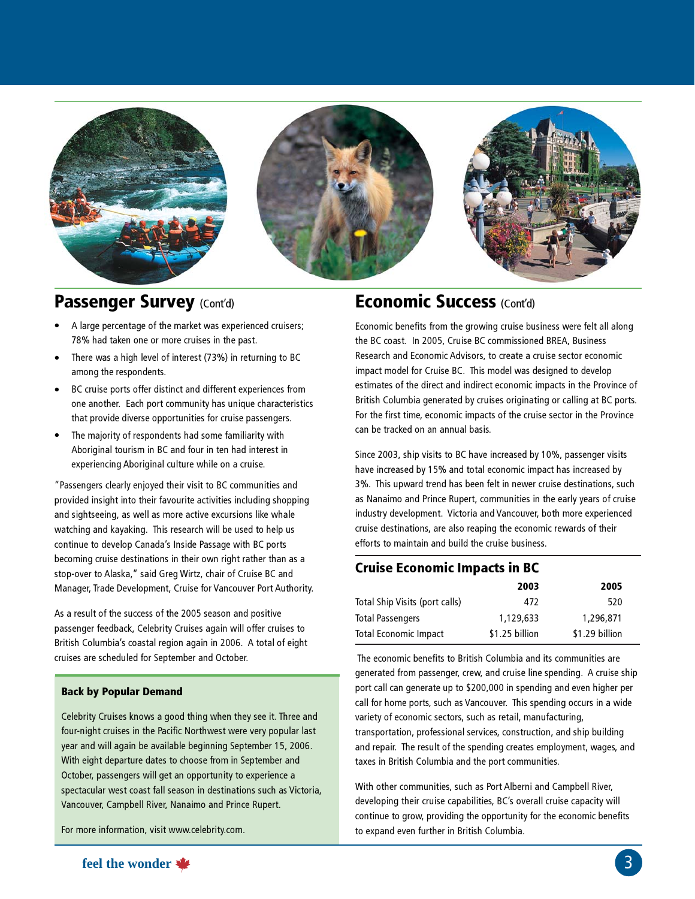## Passenger Survey (Cont'd)

- A large percentage of the market was experienced cruisers; 78% had taken one or more cruises in the past.
- There was a high level of interest (73%) in returning to BC among the respondents.
- BC cruise ports offer distinct and different experiences from one another. Each port community has unique characteristics that provide diverse opportunities for cruise passengers.
- The majority of respondents had some familiarity with Aboriginal tourism in BC and four in ten had interest in experiencing Aboriginal culture while on a cruise.

"Passengers clearly enjoyed their visit to BC communities and provided insight into their favourite activities including shopping and sightseeing, as well as more active excursions like whale watching and kayaking. This research will be used to help us continue to develop Canada's Inside Passage with BC ports becoming cruise destinations in their own right rather than as a stop-over to Alaska," said Greg Wirtz, chair of Cruise BC and Manager, Trade Development, Cruise for Vancouver Port Authority.

As a result of the success of the 2005 season and positive passenger feedback, Celebrity Cruises again will offer cruises to British Columbia's coastal region again in 2006. A total of eight cruises are scheduled for September and October.

### Back by Popular Demand

Celebrity Cruises knows a good thing when they see it. Three and four-night cruises in the Pacific Northwest were very popular last year and will again be available beginning September 15, 2006. With eight departure dates to choose from in September and October, passengers will get an opportunity to experience a spectacular west coast fall season in destinations such as Victoria, Vancouver, Campbell River, Nanaimo and Prince Rupert.

For more information, visit www.celebrity.com.

## Economic Success (Cont'd)

Economic benefits from the growing cruise business were felt all along the BC coast. In 2005, Cruise BC commissioned BREA, Business Research and Economic Advisors, to create a cruise sector economic impact model for Cruise BC. This model was designed to develop estimates of the direct and indirect economic impacts in the Province of British Columbia generated by cruises originating or calling at BC ports. For the first time, economic impacts of the cruise sector in the Province can be tracked on an annual basis.

Since 2003, ship visits to BC have increased by 10%, passenger visits have increased by 15% and total economic impact has increased by 3%. This upward trend has been felt in newer cruise destinations, such as Nanaimo and Prince Rupert, communities in the early years of cruise industry development. Victoria and Vancouver, both more experienced cruise destinations, are also reaping the economic rewards of their efforts to maintain and build the cruise business.

### Cruise Economic Impacts in BC

| | 2003 | 2005 |
|---|---|---|
| Total Ship Visits (port calls) | 472 | 520 |
| Total Passengers | 1,129,633 | 1,296,871 |
| Total Economic Impact | $1.25 billion | $1.29 billion |

The economic benefits to British Columbia and its communities are generated from passenger, crew, and cruise line spending. A cruise ship port call can generate up to $200,000 in spending and even higher per call for home ports, such as Vancouver. This spending occurs in a wide variety of economic sectors, such as retail, manufacturing, transportation, professional services, construction, and ship building and repair. The result of the spending creates employment, wages, and taxes in British Columbia and the port communities.

With other communities, such as Port Alberni and Campbell River, developing their cruise capabilities, BC's overall cruise capacity will continue to grow, providing the opportunity for the economic benefits to expand even further in British Columbia.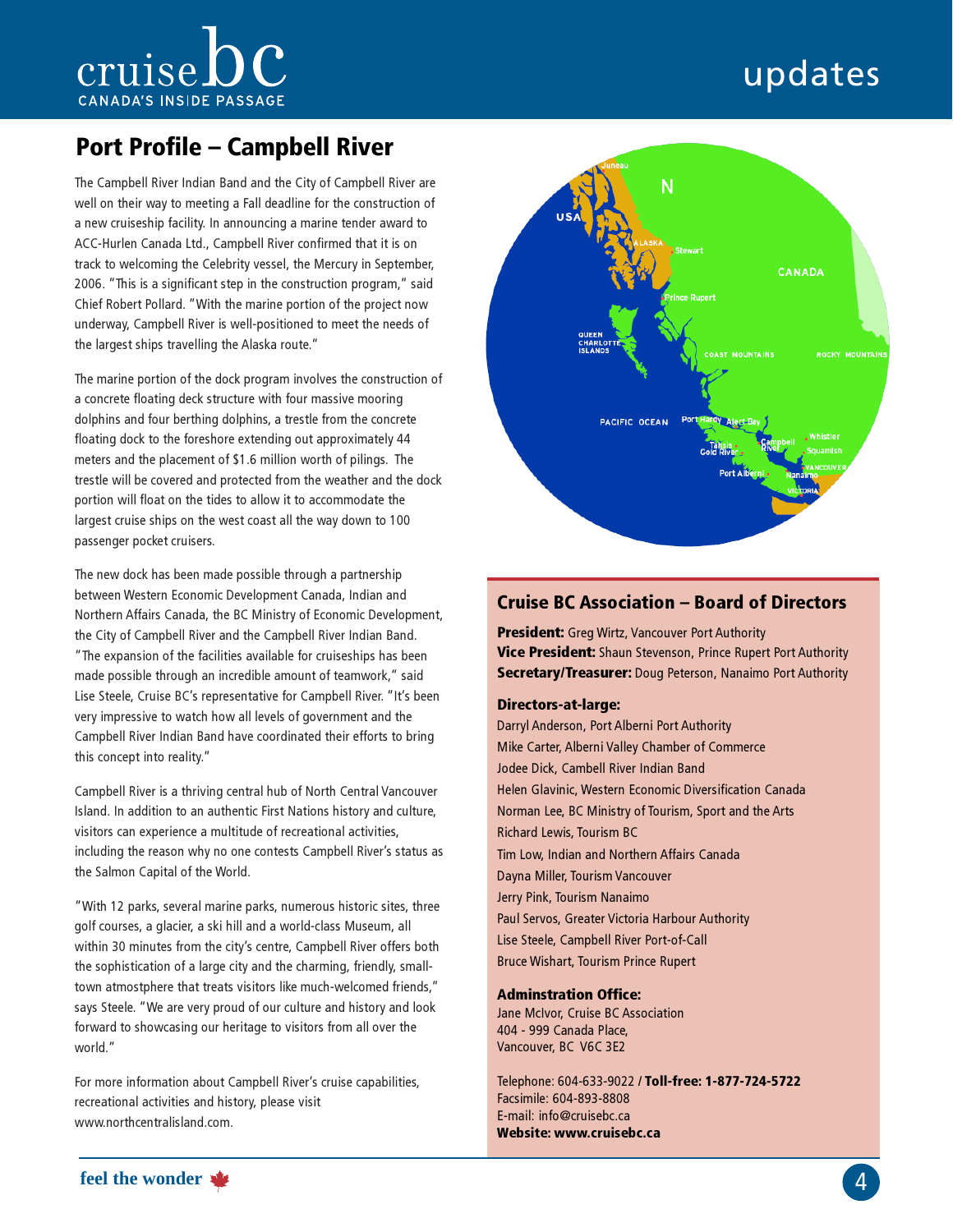# Port Profile – Campbell River

The Campbell River Indian Band and the City of Campbell River are well on their way to meeting a Fall deadline for the construction of a new cruiseship facility. In announcing a marine tender award to ACC-Hurlen Canada Ltd., Campbell River confirmed that it is on track to welcoming the Celebrity vessel, the Mercury in September, 2006. "This is a significant step in the construction program," said Chief Robert Pollard. "With the marine portion of the project now underway, Campbell River is well-positioned to meet the needs of the largest ships travelling the Alaska route."

The marine portion of the dock program involves the construction of a concrete floating deck structure with four massive mooring dolphins and four berthing dolphins, a trestle from the concrete floating dock to the foreshore extending out approximately 44 meters and the placement of $1.6 million worth of pilings. The trestle will be covered and protected from the weather and the dock portion will float on the tides to allow it to accommodate the largest cruise ships on the west coast all the way down to 100 passenger pocket cruisers.

The new dock has been made possible through a partnership between Western Economic Development Canada, Indian and Northern Affairs Canada, the BC Ministry of Economic Development, the City of Campbell River and the Campbell River Indian Band. "The expansion of the facilities available for cruiseships has been made possible through an incredible amount of teamwork," said Lise Steele, Cruise BC's representative for Campbell River. "It's been very impressive to watch how all levels of government and the Campbell River Indian Band have coordinated their efforts to bring this concept into reality."

Campbell River is a thriving central hub of North Central Vancouver Island. In addition to an authentic First Nations history and culture, visitors can experience a multitude of recreational activities, including the reason why no one contests Campbell River's status as the Salmon Capital of the World.

"With 12 parks, several marine parks, numerous historic sites, three golf courses, a glacier, a ski hill and a world-class Museum, all within 30 minutes from the city's centre, Campbell River offers both the sophistication of a large city and the charming, friendly, small-town atmostphere that treats visitors like much-welcomed friends," says Steele. "We are very proud of our culture and history and look forward to showcasing our heritage to visitors from all over the world."

For more information about Campbell River's cruise capabilities, recreational activities and history, please visit www.northcentralisland.com.

N

USA

Juneau

ALASKA

Stewart

CANADA

Prince Rupert

QUEEN CHARLOTTE ISLANDS

COAST MOUNTAINS

ROCKY MOUNTAINS

PACIFIC OCEAN

Port Hardy

Alert Bay

Tahsis

Gold River

Campbell River

Whistler

Squamish

VANCOUVER

Port Alberni

Nanaimo

VICTORIA

## Cruise BC Association – Board of Directors

**President:** Greg Wirtz, Vancouver Port Authority
**Vice President:** Shaun Stevenson, Prince Rupert Port Authority
**Secretary/Treasurer:** Doug Peterson, Nanaimo Port Authority

**Directors-at-large:**

Darryl Anderson, Port Alberni Port Authority
Mike Carter, Alberni Valley Chamber of Commerce
Jodee Dick, Cambell River Indian Band
Helen Glavinic, Western Economic Diversification Canada
Norman Lee, BC Ministry of Tourism, Sport and the Arts
Richard Lewis, Tourism BC
Tim Low, Indian and Northern Affairs Canada
Dayna Miller, Tourism Vancouver
Jerry Pink, Tourism Nanaimo
Paul Servos, Greater Victoria Harbour Authority
Lise Steele, Campbell River Port-of-Call
Bruce Wishart, Tourism Prince Rupert

**Adminstration Office:**
Jane McIvor, Cruise BC Association
404 - 999 Canada Place,
Vancouver, BC V6C 3E2

Telephone: 604-633-9022 / **Toll-free: 1-877-724-5722**
Facsimile: 604-893-8808
E-mail: info@cruisebc.ca
**Website: www.cruisebc.ca**